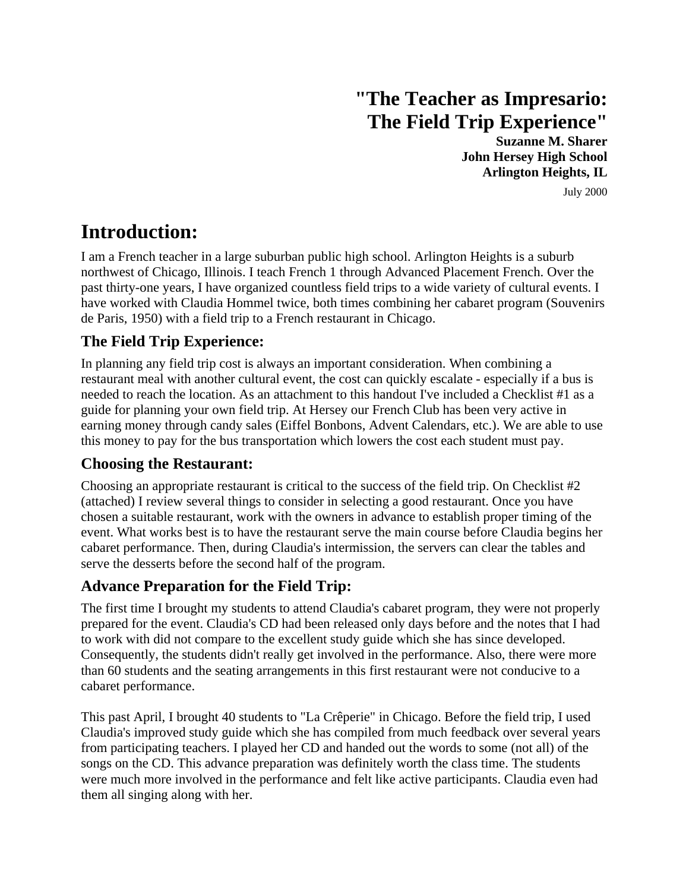# "The Teacher as Impresario: The Field Trip Experience"

**Suzanne M. Sharer**
**John Hersey High School**
**Arlington Heights, IL**

July 2000

# Introduction:

I am a French teacher in a large suburban public high school. Arlington Heights is a suburb northwest of Chicago, Illinois. I teach French 1 through Advanced Placement French. Over the past thirty-one years, I have organized countless field trips to a wide variety of cultural events. I have worked with Claudia Hommel twice, both times combining her cabaret program (Souvenirs de Paris, 1950) with a field trip to a French restaurant in Chicago.

## The Field Trip Experience:

In planning any field trip cost is always an important consideration. When combining a restaurant meal with another cultural event, the cost can quickly escalate - especially if a bus is needed to reach the location. As an attachment to this handout I've included a Checklist #1 as a guide for planning your own field trip. At Hersey our French Club has been very active in earning money through candy sales (Eiffel Bonbons, Advent Calendars, etc.). We are able to use this money to pay for the bus transportation which lowers the cost each student must pay.

## Choosing the Restaurant:

Choosing an appropriate restaurant is critical to the success of the field trip. On Checklist #2 (attached) I review several things to consider in selecting a good restaurant. Once you have chosen a suitable restaurant, work with the owners in advance to establish proper timing of the event. What works best is to have the restaurant serve the main course before Claudia begins her cabaret performance. Then, during Claudia's intermission, the servers can clear the tables and serve the desserts before the second half of the program.

## Advance Preparation for the Field Trip:

The first time I brought my students to attend Claudia's cabaret program, they were not properly prepared for the event. Claudia's CD had been released only days before and the notes that I had to work with did not compare to the excellent study guide which she has since developed. Consequently, the students didn't really get involved in the performance. Also, there were more than 60 students and the seating arrangements in this first restaurant were not conducive to a cabaret performance.

This past April, I brought 40 students to "La Crêperie" in Chicago. Before the field trip, I used Claudia's improved study guide which she has compiled from much feedback over several years from participating teachers. I played her CD and handed out the words to some (not all) of the songs on the CD. This advance preparation was definitely worth the class time. The students were much more involved in the performance and felt like active participants. Claudia even had them all singing along with her.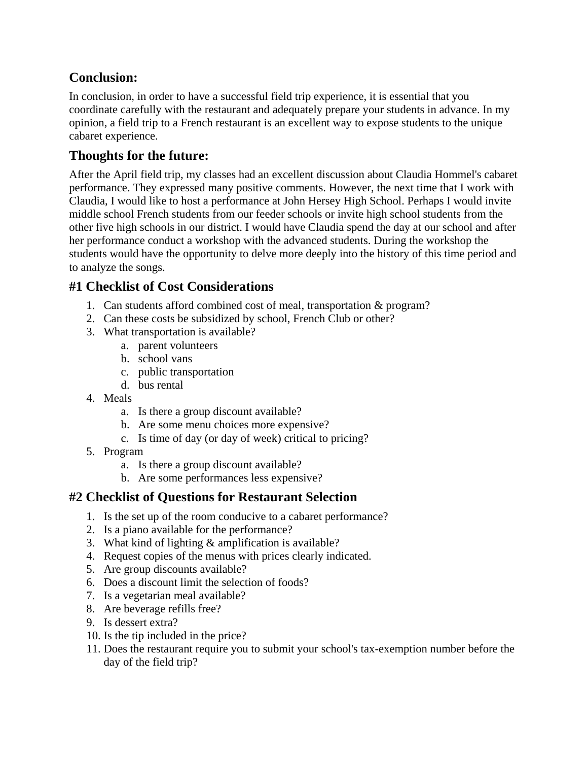## Conclusion:

In conclusion, in order to have a successful field trip experience, it is essential that you coordinate carefully with the restaurant and adequately prepare your students in advance. In my opinion, a field trip to a French restaurant is an excellent way to expose students to the unique cabaret experience.

## Thoughts for the future:

After the April field trip, my classes had an excellent discussion about Claudia Hommel's cabaret performance. They expressed many positive comments. However, the next time that I work with Claudia, I would like to host a performance at John Hersey High School. Perhaps I would invite middle school French students from our feeder schools or invite high school students from the other five high schools in our district. I would have Claudia spend the day at our school and after her performance conduct a workshop with the advanced students. During the workshop the students would have the opportunity to delve more deeply into the history of this time period and to analyze the songs.

## #1 Checklist of Cost Considerations

1. Can students afford combined cost of meal, transportation & program?
2. Can these costs be subsidized by school, French Club or other?
3. What transportation is available?
   a. parent volunteers
   b. school vans
   c. public transportation
   d. bus rental
4. Meals
   a. Is there a group discount available?
   b. Are some menu choices more expensive?
   c. Is time of day (or day of week) critical to pricing?
5. Program
   a. Is there a group discount available?
   b. Are some performances less expensive?

## #2 Checklist of Questions for Restaurant Selection

1. Is the set up of the room conducive to a cabaret performance?
2. Is a piano available for the performance?
3. What kind of lighting & amplification is available?
4. Request copies of the menus with prices clearly indicated.
5. Are group discounts available?
6. Does a discount limit the selection of foods?
7. Is a vegetarian meal available?
8. Are beverage refills free?
9. Is dessert extra?
10. Is the tip included in the price?
11. Does the restaurant require you to submit your school's tax-exemption number before the day of the field trip?